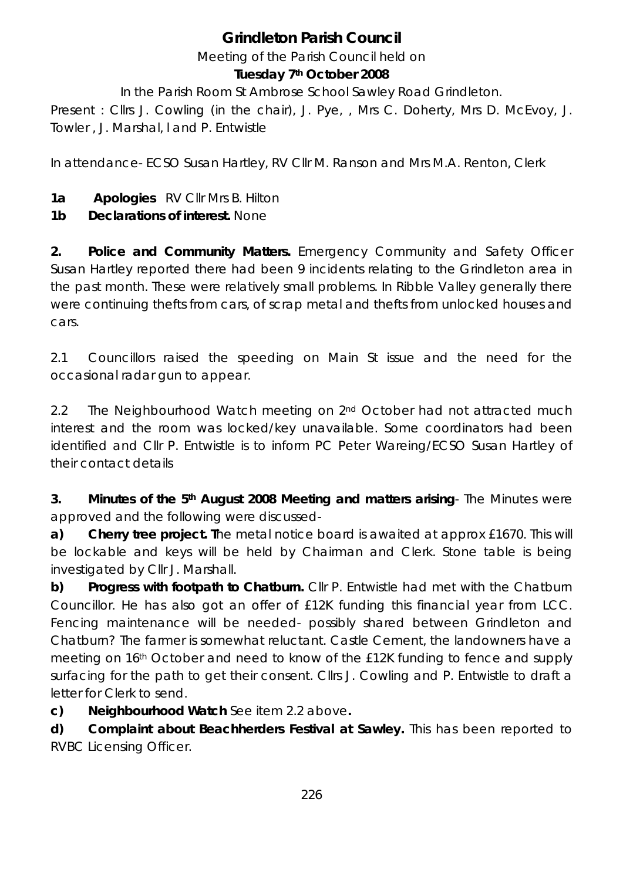# Grindleton Parish Council

Meeting of the Parish Council held on

**Tuesday 7th October 2008**

In the Parish Room St Ambrose School Sawley Road Grindleton.

Present : Cllrs J. Cowling (in the chair), J. Pye, , Mrs C. Doherty, Mrs D. McEvoy, J. Towler , J. Marshal, l and P. Entwistle

In attendance- ECSO Susan Hartley, RV Cllr M. Ranson and Mrs M.A. Renton, Clerk

**1a Apologies** RV Cllr Mrs B. Hilton

**1b Declarations of interest.** None

**2. Police and Community Matters.** Emergency Community and Safety Officer Susan Hartley reported there had been 9 incidents relating to the Grindleton area in the past month. These were relatively small problems. In Ribble Valley generally there were continuing thefts from cars, of scrap metal and thefts from unlocked houses and cars.

2.1 Councillors raised the speeding on Main St issue and the need for the occasional radar gun to appear.

2.2 The Neighbourhood Watch meeting on 2nd October had not attracted much interest and the room was locked/key unavailable. Some coordinators had been identified and Cllr P. Entwistle is to inform PC Peter Wareing/ECSO Susan Hartley of their contact details

**3. Minutes of the 5th August 2008 Meeting and matters arising**- The Minutes were approved and the following were discussed-

**a) Cherry tree project. T**he metal notice board is awaited at approx £1670. This will be lockable and keys will be held by Chairman and Clerk. Stone table is being investigated by Cllr J. Marshall.

**b) Progress with footpath to Chatburn.** Cllr P. Entwistle had met with the Chatburn Councillor. He has also got an offer of £12K funding this financial year from LCC. Fencing maintenance will be needed- possibly shared between Grindleton and Chatburn? The farmer is somewhat reluctant. Castle Cement, the landowners have a meeting on 16th October and need to know of the £12K funding to fence and supply surfacing for the path to get their consent. Cllrs J. Cowling and P. Entwistle to draft a letter for Clerk to send.

**c) Neighbourhood Watch** See item 2.2 above**.**

**d) Complaint about Beachherders Festival at Sawley.** This has been reported to RVBC Licensing Officer.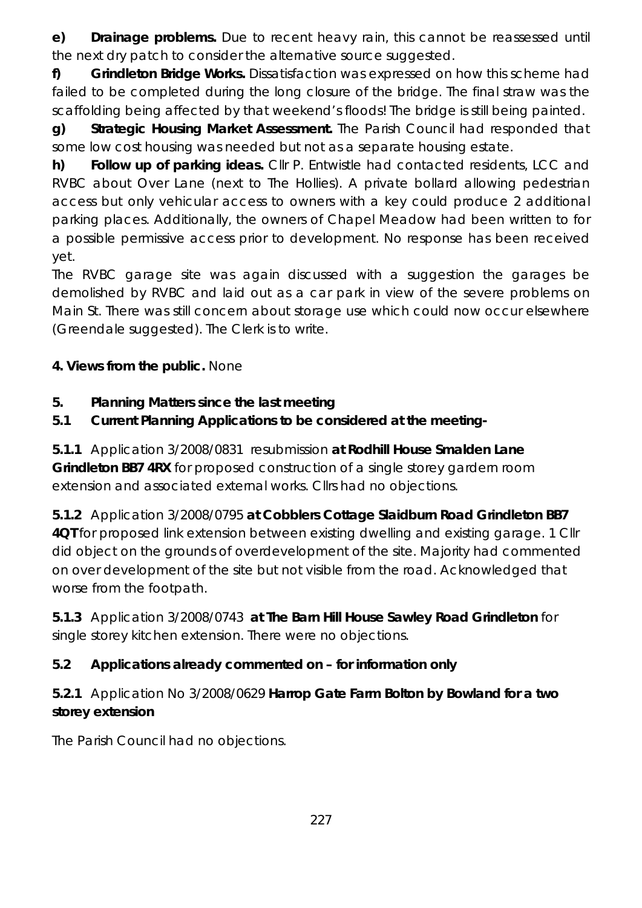**e) Drainage problems.** Due to recent heavy rain, this cannot be reassessed until the next dry patch to consider the alternative source suggested.

**f) Grindleton Bridge Works.** Dissatisfaction was expressed on how this scheme had failed to be completed during the long closure of the bridge. The final straw was the scaffolding being affected by that weekend's floods! The bridge is still being painted.

**g) Strategic Housing Market Assessment.** The Parish Council had responded that some low cost housing was needed but not as a separate housing estate.

**h) Follow up of parking ideas.** Cllr P. Entwistle had contacted residents, LCC and RVBC about Over Lane (next to The Hollies). A private bollard allowing pedestrian access but only vehicular access to owners with a key could produce 2 additional parking places. Additionally, the owners of Chapel Meadow had been written to for a possible permissive access prior to development. No response has been received yet.

The RVBC garage site was again discussed with a suggestion the garages be demolished by RVBC and laid out as a car park in view of the severe problems on Main St. There was still concern about storage use which could now occur elsewhere (Greendale suggested). The Clerk is to write.

**4. Views from the public.** None

**5. Planning Matters since the last meeting**

**5.1 Current Planning Applications to be considered at the meeting-**

**5.1.1** Application 3/2008/0831 resubmission **at Rodhill House Smalden Lane Grindleton BB7 4RX** for proposed construction of a single storey gardern room extension and associated external works. Cllrs had no objections.

**5.1.2** Application 3/2008/0795 **at Cobblers Cottage Slaidburn Road Grindleton BB7 4QT** for proposed link extension between existing dwelling and existing garage. 1 Cllr did object on the grounds of overdevelopment of the site. Majority had commented on over development of the site but not visible from the road. Acknowledged that worse from the footpath.

**5.1.3** Application 3/2008/0743 **at The Barn Hill House Sawley Road Grindleton** for single storey kitchen extension. There were no objections.

**5.2 Applications already commented on – for information only**

**5.2.1** Application No 3/2008/0629 **Harrop Gate Farm Bolton by Bowland for a two storey extension**

The Parish Council had no objections.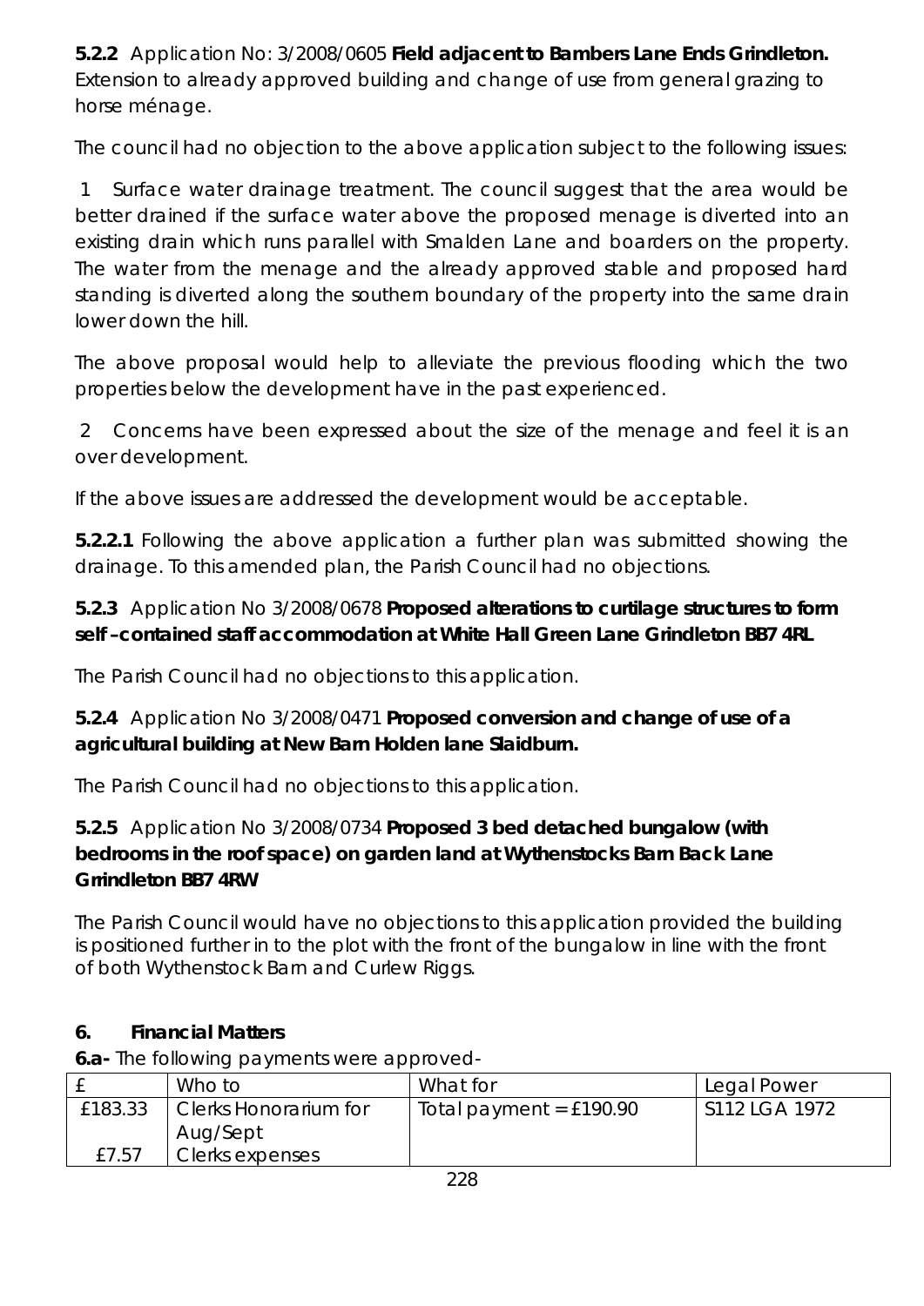**5.2.2** Application No: 3/2008/0605 **Field adjacent to Bambers Lane Ends Grindleton.** Extension to already approved building and change of use from general grazing to horse ménage.

The council had no objection to the above application subject to the following issues:

1 Surface water drainage treatment. The council suggest that the area would be better drained if the surface water above the proposed menage is diverted into an existing drain which runs parallel with Smalden Lane and boarders on the property. The water from the menage and the already approved stable and proposed hard standing is diverted along the southern boundary of the property into the same drain lower down the hill.

The above proposal would help to alleviate the previous flooding which the two properties below the development have in the past experienced.

2 Concerns have been expressed about the size of the menage and feel it is an over development.

If the above issues are addressed the development would be acceptable.

**5.2.2.1** Following the above application a further plan was submitted showing the drainage. To this amended plan, the Parish Council had no objections.

**5.2.3** Application No 3/2008/0678 **Proposed alterations to curtilage structures to form self –contained staff accommodation at White Hall Green Lane Grindleton BB7 4RL**

The Parish Council had no objections to this application.

**5.2.4** Application No 3/2008/0471 **Proposed conversion and change of use of a agricultural building at New Barn Holden lane Slaidburn.**

The Parish Council had no objections to this application.

**5.2.5** Application No 3/2008/0734 **Proposed 3 bed detached bungalow (with bedrooms in the roof space) on garden land at Wythenstocks Barn Back Lane Grrindleton BB7 4RW**

The Parish Council would have no objections to this application provided the building is positioned further in to the plot with the front of the bungalow in line with the front of both Wythenstock Barn and Curlew Riggs.

**6. Financial Matters**

**6.a-** The following payments were approved-

| £ | Who to | What for | Legal Power |
|---|---|---|---|
| £183.33 | Clerks Honorarium for Aug/Sept | Total payment = £190.90 | S112 LGA 1972 |
| £7.57 | Clerks expenses | | |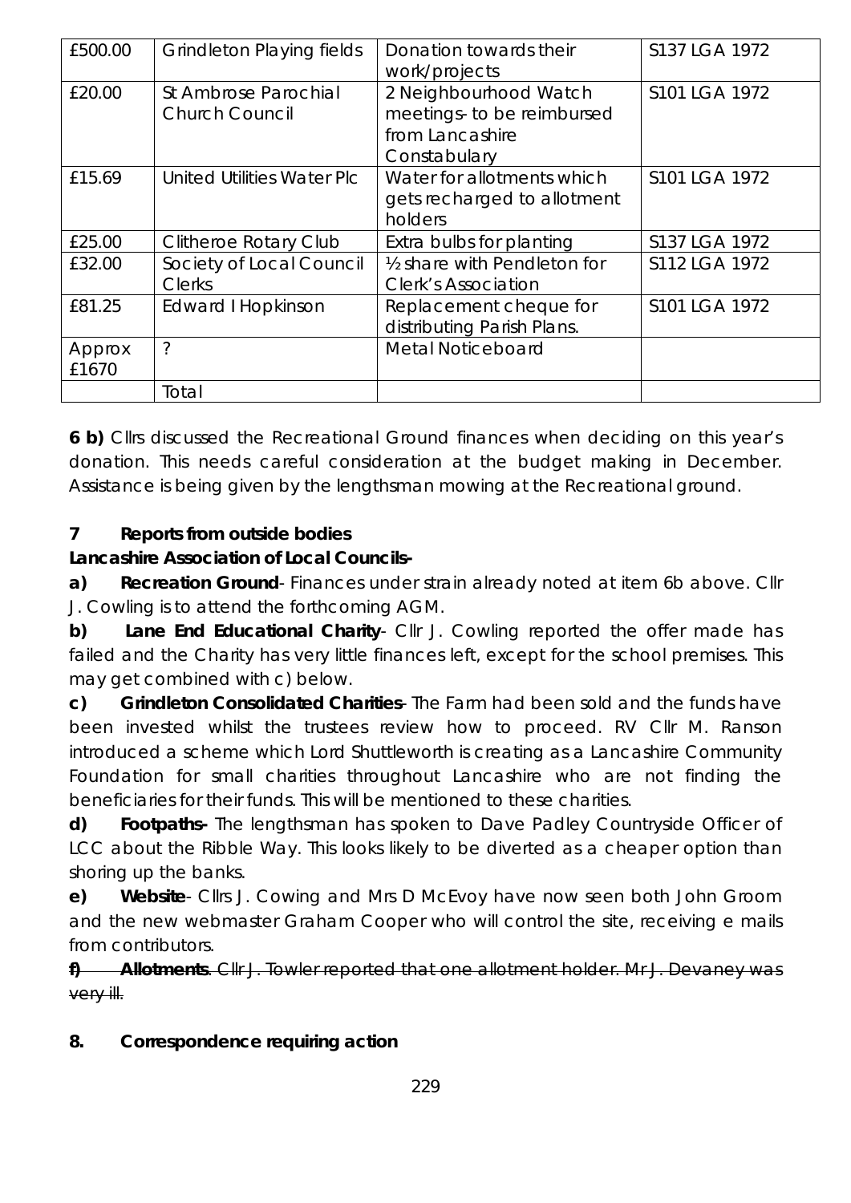| £500.00 | Grindleton Playing fields | Donation towards their work/projects | S137 LGA 1972 |
|---|---|---|---|
| £20.00 | St Ambrose Parochial Church Council | 2 Neighbourhood Watch meetings- to be reimbursed from Lancashire Constabulary | S101 LGA 1972 |
| £15.69 | United Utilities Water Plc | Water for allotments which gets recharged to allotment holders | S101 LGA 1972 |
| £25.00 | Clitheroe Rotary Club | Extra bulbs for planting | S137 LGA 1972 |
| £32.00 | Society of Local Council Clerks | ½ share with Pendleton for Clerk's Association | S112 LGA 1972 |
| £81.25 | Edward I Hopkinson | Replacement cheque for distributing Parish Plans. | S101 LGA 1972 |
| Approx £1670 | ? | Metal Noticeboard | |
| | Total | | |

**6 b)** Cllrs discussed the Recreational Ground finances when deciding on this year's donation. This needs careful consideration at the budget making in December. Assistance is being given by the lengthsman mowing at the Recreational ground.

**7 Reports from outside bodies**

**Lancashire Association of Local Councils-**

**a) Recreation Ground**- Finances under strain already noted at item 6b above. Cllr J. Cowling is to attend the forthcoming AGM.

**b) Lane End Educational Charity**- Cllr J. Cowling reported the offer made has failed and the Charity has very little finances left, except for the school premises. This may get combined with c) below.

**c) Grindleton Consolidated Charities**- The Farm had been sold and the funds have been invested whilst the trustees review how to proceed. RV Cllr M. Ranson introduced a scheme which Lord Shuttleworth is creating as a Lancashire Community Foundation for small charities throughout Lancashire who are not finding the beneficiaries for their funds. This will be mentioned to these charities.

**d) Footpaths-** The lengthsman has spoken to Dave Padley Countryside Officer of LCC about the Ribble Way. This looks likely to be diverted as a cheaper option than shoring up the banks.

**e) Website**- Cllrs J. Cowing and Mrs D McEvoy have now seen both John Groom and the new webmaster Graham Cooper who will control the site, receiving e mails from contributors.

~~**f) Allotments**. Cllr J. Towler reported that one allotment holder. Mr J. Devaney was very ill.~~

**8. Correspondence requiring action**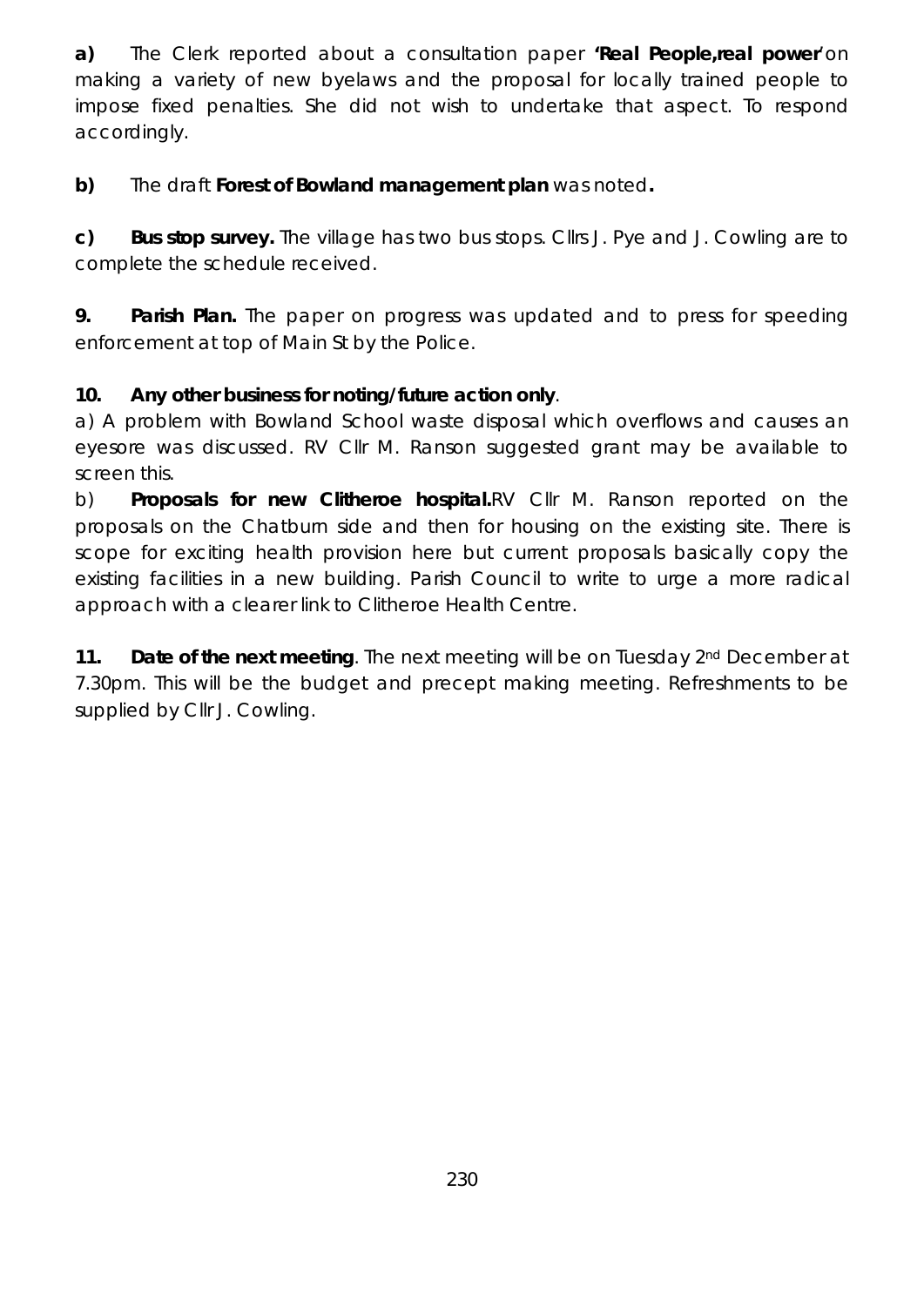**a)** The Clerk reported about a consultation paper **'Real People,real power'** on making a variety of new byelaws and the proposal for locally trained people to impose fixed penalties. She did not wish to undertake that aspect. To respond accordingly.

**b)** The draft **Forest of Bowland management plan** was noted**.**

**c) Bus stop survey.** The village has two bus stops. Cllrs J. Pye and J. Cowling are to complete the schedule received.

**9. Parish Plan.** The paper on progress was updated and to press for speeding enforcement at top of Main St by the Police.

**10. Any other business for noting/future action only**.

a) A problem with Bowland School waste disposal which overflows and causes an eyesore was discussed. RV Cllr M. Ranson suggested grant may be available to screen this.

b) **Proposals for new Clitheroe hospital.**RV Cllr M. Ranson reported on the proposals on the Chatburn side and then for housing on the existing site. There is scope for exciting health provision here but current proposals basically copy the existing facilities in a new building. Parish Council to write to urge a more radical approach with a clearer link to Clitheroe Health Centre.

**11. Date of the next meeting**. The next meeting will be on Tuesday 2nd December at 7.30pm. This will be the budget and precept making meeting. Refreshments to be supplied by Cllr J. Cowling.